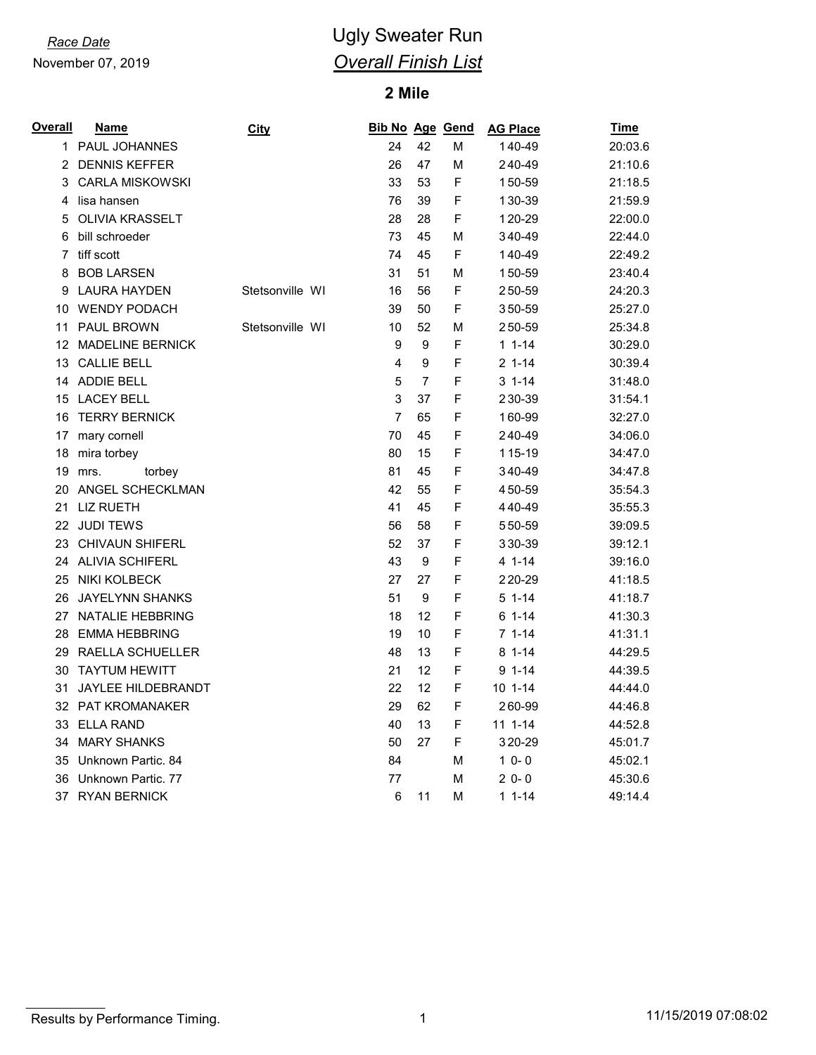*Race Date*

November 07, 2019

# Ugly Sweater Run

## *Overall Finish List*

### 2 Mile

| Overall | Name | City | Bib No | Age | Gend | AG Place | Time |
|---|---|---|---|---|---|---|---|
| 1 | PAUL JOHANNES | | 24 | 42 | M | 1 40-49 | 20:03.6 |
| 2 | DENNIS KEFFER | | 26 | 47 | M | 2 40-49 | 21:10.6 |
| 3 | CARLA MISKOWSKI | | 33 | 53 | F | 1 50-59 | 21:18.5 |
| 4 | lisa hansen | | 76 | 39 | F | 1 30-39 | 21:59.9 |
| 5 | OLIVIA KRASSELT | | 28 | 28 | F | 1 20-29 | 22:00.0 |
| 6 | bill schroeder | | 73 | 45 | M | 3 40-49 | 22:44.0 |
| 7 | tiff scott | | 74 | 45 | F | 1 40-49 | 22:49.2 |
| 8 | BOB LARSEN | | 31 | 51 | M | 1 50-59 | 23:40.4 |
| 9 | LAURA HAYDEN | Stetsonville WI | 16 | 56 | F | 2 50-59 | 24:20.3 |
| 10 | WENDY PODACH | | 39 | 50 | F | 3 50-59 | 25:27.0 |
| 11 | PAUL BROWN | Stetsonville WI | 10 | 52 | M | 2 50-59 | 25:34.8 |
| 12 | MADELINE BERNICK | | 9 | 9 | F | 1 1-14 | 30:29.0 |
| 13 | CALLIE BELL | | 4 | 9 | F | 2 1-14 | 30:39.4 |
| 14 | ADDIE BELL | | 5 | 7 | F | 3 1-14 | 31:48.0 |
| 15 | LACEY BELL | | 3 | 37 | F | 2 30-39 | 31:54.1 |
| 16 | TERRY BERNICK | | 7 | 65 | F | 1 60-99 | 32:27.0 |
| 17 | mary cornell | | 70 | 45 | F | 2 40-49 | 34:06.0 |
| 18 | mira torbey | | 80 | 15 | F | 1 15-19 | 34:47.0 |
| 19 | mrs. torbey | | 81 | 45 | F | 3 40-49 | 34:47.8 |
| 20 | ANGEL SCHECKLMAN | | 42 | 55 | F | 4 50-59 | 35:54.3 |
| 21 | LIZ RUETH | | 41 | 45 | F | 4 40-49 | 35:55.3 |
| 22 | JUDI TEWS | | 56 | 58 | F | 5 50-59 | 39:09.5 |
| 23 | CHIVAUN SHIFERL | | 52 | 37 | F | 3 30-39 | 39:12.1 |
| 24 | ALIVIA SCHIFERL | | 43 | 9 | F | 4 1-14 | 39:16.0 |
| 25 | NIKI KOLBECK | | 27 | 27 | F | 2 20-29 | 41:18.5 |
| 26 | JAYELYNN SHANKS | | 51 | 9 | F | 5 1-14 | 41:18.7 |
| 27 | NATALIE HEBBRING | | 18 | 12 | F | 6 1-14 | 41:30.3 |
| 28 | EMMA HEBBRING | | 19 | 10 | F | 7 1-14 | 41:31.1 |
| 29 | RAELLA SCHUELLER | | 48 | 13 | F | 8 1-14 | 44:29.5 |
| 30 | TAYTUM HEWITT | | 21 | 12 | F | 9 1-14 | 44:39.5 |
| 31 | JAYLEE HILDEBRANDT | | 22 | 12 | F | 10 1-14 | 44:44.0 |
| 32 | PAT KROMANAKER | | 29 | 62 | F | 2 60-99 | 44:46.8 |
| 33 | ELLA RAND | | 40 | 13 | F | 11 1-14 | 44:52.8 |
| 34 | MARY SHANKS | | 50 | 27 | F | 3 20-29 | 45:01.7 |
| 35 | Unknown Partic. 84 | | 84 | | M | 1 0- 0 | 45:02.1 |
| 36 | Unknown Partic. 77 | | 77 | | M | 2 0- 0 | 45:30.6 |
| 37 | RYAN BERNICK | | 6 | 11 | M | 1 1-14 | 49:14.4 |

Results by Performance Timing.

11/15/2019 07:08:02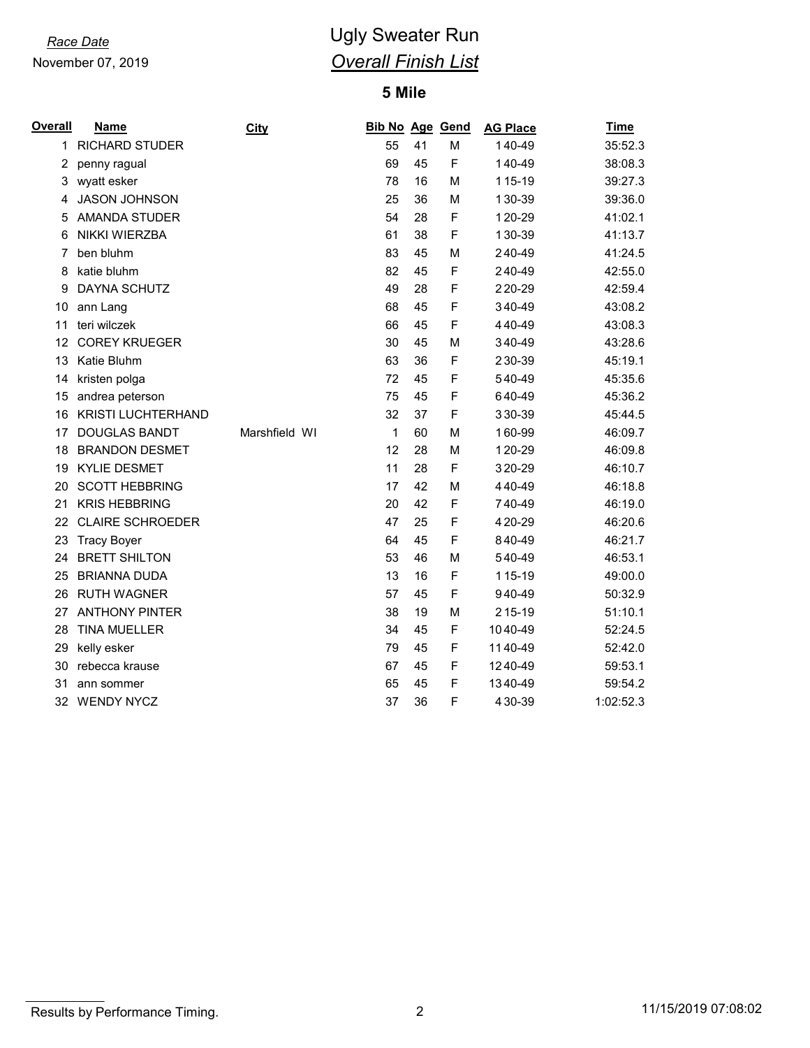*Race Date*

November 07, 2019

# Ugly Sweater Run

## *Overall Finish List*

### 5 Mile

| Overall | Name | City | Bib No | Age | Gend | AG Place | Time |
|---|---|---|---|---|---|---|---|
| 1 | RICHARD STUDER | | 55 | 41 | M | 1 40-49 | 35:52.3 |
| 2 | penny ragual | | 69 | 45 | F | 1 40-49 | 38:08.3 |
| 3 | wyatt esker | | 78 | 16 | M | 1 15-19 | 39:27.3 |
| 4 | JASON JOHNSON | | 25 | 36 | M | 1 30-39 | 39:36.0 |
| 5 | AMANDA STUDER | | 54 | 28 | F | 1 20-29 | 41:02.1 |
| 6 | NIKKI WIERZBA | | 61 | 38 | F | 1 30-39 | 41:13.7 |
| 7 | ben bluhm | | 83 | 45 | M | 2 40-49 | 41:24.5 |
| 8 | katie bluhm | | 82 | 45 | F | 2 40-49 | 42:55.0 |
| 9 | DAYNA SCHUTZ | | 49 | 28 | F | 2 20-29 | 42:59.4 |
| 10 | ann Lang | | 68 | 45 | F | 3 40-49 | 43:08.2 |
| 11 | teri wilczek | | 66 | 45 | F | 4 40-49 | 43:08.3 |
| 12 | COREY KRUEGER | | 30 | 45 | M | 3 40-49 | 43:28.6 |
| 13 | Katie Bluhm | | 63 | 36 | F | 2 30-39 | 45:19.1 |
| 14 | kristen polga | | 72 | 45 | F | 5 40-49 | 45:35.6 |
| 15 | andrea peterson | | 75 | 45 | F | 6 40-49 | 45:36.2 |
| 16 | KRISTI LUCHTERHAND | | 32 | 37 | F | 3 30-39 | 45:44.5 |
| 17 | DOUGLAS BANDT | Marshfield WI | 1 | 60 | M | 1 60-99 | 46:09.7 |
| 18 | BRANDON DESMET | | 12 | 28 | M | 1 20-29 | 46:09.8 |
| 19 | KYLIE DESMET | | 11 | 28 | F | 3 20-29 | 46:10.7 |
| 20 | SCOTT HEBBRING | | 17 | 42 | M | 4 40-49 | 46:18.8 |
| 21 | KRIS HEBBRING | | 20 | 42 | F | 7 40-49 | 46:19.0 |
| 22 | CLAIRE SCHROEDER | | 47 | 25 | F | 4 20-29 | 46:20.6 |
| 23 | Tracy Boyer | | 64 | 45 | F | 8 40-49 | 46:21.7 |
| 24 | BRETT SHILTON | | 53 | 46 | M | 5 40-49 | 46:53.1 |
| 25 | BRIANNA DUDA | | 13 | 16 | F | 1 15-19 | 49:00.0 |
| 26 | RUTH WAGNER | | 57 | 45 | F | 9 40-49 | 50:32.9 |
| 27 | ANTHONY PINTER | | 38 | 19 | M | 2 15-19 | 51:10.1 |
| 28 | TINA MUELLER | | 34 | 45 | F | 10 40-49 | 52:24.5 |
| 29 | kelly esker | | 79 | 45 | F | 11 40-49 | 52:42.0 |
| 30 | rebecca krause | | 67 | 45 | F | 12 40-49 | 59:53.1 |
| 31 | ann sommer | | 65 | 45 | F | 13 40-49 | 59:54.2 |
| 32 | WENDY NYCZ | | 37 | 36 | F | 4 30-39 | 1:02:52.3 |

Results by Performance Timing.

11/15/2019 07:08:02